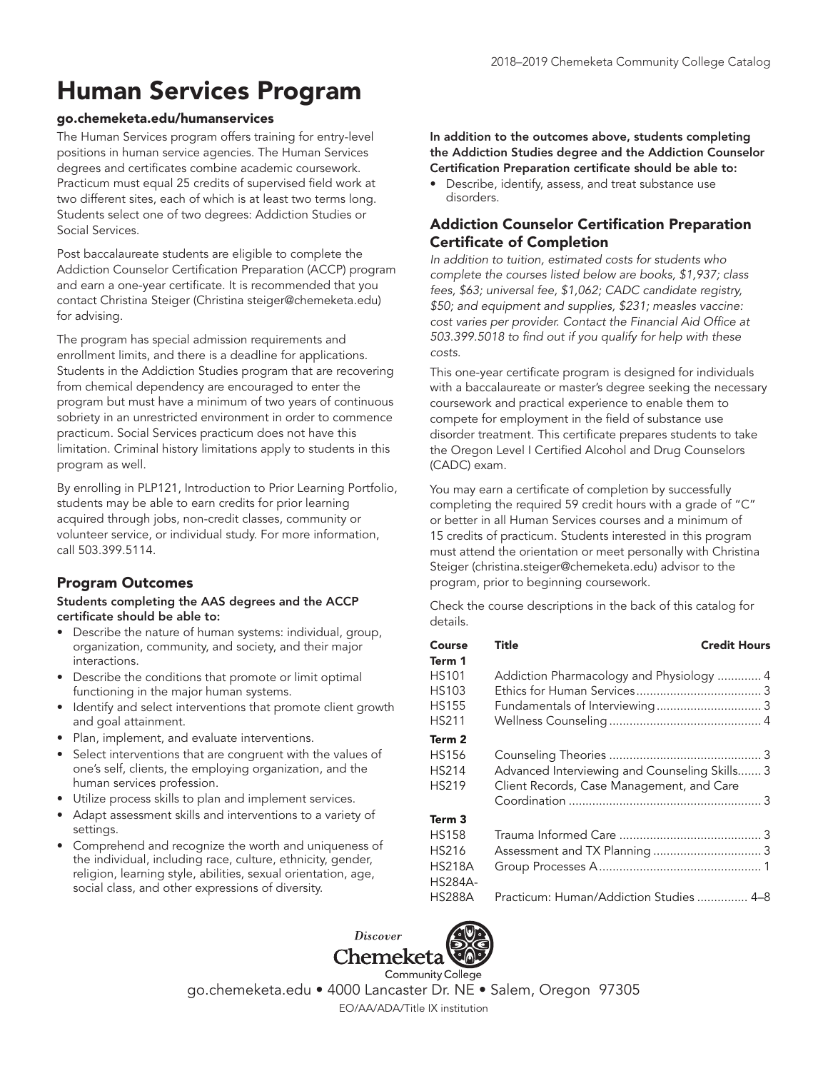# Human Services Program

**go.chemeketa.edu/humanservices**

The Human Services program offers training for entry-level positions in human service agencies. The Human Services degrees and certificates combine academic coursework. Practicum must equal 25 credits of supervised field work at two different sites, each of which is at least two terms long. Students select one of two degrees: Addiction Studies or Social Services.

Post baccalaureate students are eligible to complete the Addiction Counselor Certification Preparation (ACCP) program and earn a one-year certificate. It is recommended that you contact Christina Steiger (Christina steiger@chemeketa.edu) for advising.

The program has special admission requirements and enrollment limits, and there is a deadline for applications. Students in the Addiction Studies program that are recovering from chemical dependency are encouraged to enter the program but must have a minimum of two years of continuous sobriety in an unrestricted environment in order to commence practicum. Social Services practicum does not have this limitation. Criminal history limitations apply to students in this program as well.

By enrolling in PLP121, Introduction to Prior Learning Portfolio, students may be able to earn credits for prior learning acquired through jobs, non-credit classes, community or volunteer service, or individual study. For more information, call 503.399.5114.

## Program Outcomes

**Students completing the AAS degrees and the ACCP certificate should be able to:**

- Describe the nature of human systems: individual, group, organization, community, and society, and their major interactions.
- Describe the conditions that promote or limit optimal functioning in the major human systems.
- Identify and select interventions that promote client growth and goal attainment.
- Plan, implement, and evaluate interventions.
- Select interventions that are congruent with the values of one's self, clients, the employing organization, and the human services profession.
- Utilize process skills to plan and implement services.
- Adapt assessment skills and interventions to a variety of settings.
- Comprehend and recognize the worth and uniqueness of the individual, including race, culture, ethnicity, gender, religion, learning style, abilities, sexual orientation, age, social class, and other expressions of diversity.

**In addition to the outcomes above, students completing the Addiction Studies degree and the Addiction Counselor Certification Preparation certificate should be able to:**

- Describe, identify, assess, and treat substance use disorders.

## Addiction Counselor Certification Preparation Certificate of Completion

*In addition to tuition, estimated costs for students who complete the courses listed below are books, $1,937; class fees, $63; universal fee, $1,062; CADC candidate registry, $50; and equipment and supplies, $231; measles vaccine: cost varies per provider. Contact the Financial Aid Office at 503.399.5018 to find out if you qualify for help with these costs.*

This one-year certificate program is designed for individuals with a baccalaureate or master's degree seeking the necessary coursework and practical experience to enable them to compete for employment in the field of substance use disorder treatment. This certificate prepares students to take the Oregon Level I Certified Alcohol and Drug Counselors (CADC) exam.

You may earn a certificate of completion by successfully completing the required 59 credit hours with a grade of "C" or better in all Human Services courses and a minimum of 15 credits of practicum. Students interested in this program must attend the orientation or meet personally with Christina Steiger (christina.steiger@chemeketa.edu) advisor to the program, prior to beginning coursework.

Check the course descriptions in the back of this catalog for details.

| Course | Title | Credit Hours |
|---|---|---|
| **Term 1** | | |
| HS101 | Addiction Pharmacology and Physiology | 4 |
| HS103 | Ethics for Human Services | 3 |
| HS155 | Fundamentals of Interviewing | 3 |
| HS211 | Wellness Counseling | 4 |
| **Term 2** | | |
| HS156 | Counseling Theories | 3 |
| HS214 | Advanced Interviewing and Counseling Skills | 3 |
| HS219 | Client Records, Case Management, and Care Coordination | 3 |
| **Term 3** | | |
| HS158 | Trauma Informed Care | 3 |
| HS216 | Assessment and TX Planning | 3 |
| HS218A | Group Processes A | 1 |
| HS284A-HS288A | Practicum: Human/Addiction Studies | 4–8 |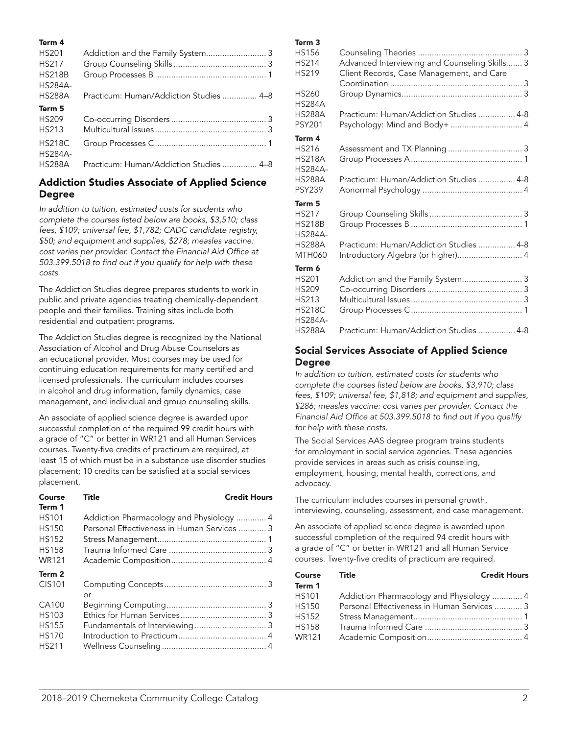**Term 4**

| | | |
|---|---|---|
| HS201 | Addiction and the Family System | 3 |
| HS217 | Group Counseling Skills | 3 |
| HS218B | Group Processes B | 1 |
| HS284A-HS288A | Practicum: Human/Addiction Studies | 4–8 |

**Term 5**

| | | |
|---|---|---|
| HS209 | Co-occurring Disorders | 3 |
| HS213 | Multicultural Issues | 3 |
| HS218C | Group Processes C | 1 |
| HS284A-HS288A | Practicum: Human/Addiction Studies | 4–8 |

## Addiction Studies Associate of Applied Science Degree

*In addition to tuition, estimated costs for students who complete the courses listed below are books, $3,510; class fees, $109; universal fee, $1,782; CADC candidate registry, $50; and equipment and supplies, $278; measles vaccine: cost varies per provider. Contact the Financial Aid Office at 503.399.5018 to find out if you qualify for help with these costs.*

The Addiction Studies degree prepares students to work in public and private agencies treating chemically-dependent people and their families. Training sites include both residential and outpatient programs.

The Addiction Studies degree is recognized by the National Association of Alcohol and Drug Abuse Counselors as an educational provider. Most courses may be used for continuing education requirements for many certified and licensed professionals. The curriculum includes courses in alcohol and drug information, family dynamics, case management, and individual and group counseling skills.

An associate of applied science degree is awarded upon successful completion of the required 99 credit hours with a grade of "C" or better in WR121 and all Human Services courses. Twenty-five credits of practicum are required, at least 15 of which must be in a substance use disorder studies placement; 10 credits can be satisfied at a social services placement.

| Course | Title | Credit Hours |
|---|---|---|
| **Term 1** | | |
| HS101 | Addiction Pharmacology and Physiology | 4 |
| HS150 | Personal Effectiveness in Human Services | 3 |
| HS152 | Stress Management | 1 |
| HS158 | Trauma Informed Care | 3 |
| WR121 | Academic Composition | 4 |
| **Term 2** | | |
| CIS101 | Computing Concepts | 3 |
| | or | |
| CA100 | Beginning Computing | 3 |
| HS103 | Ethics for Human Services | 3 |
| HS155 | Fundamentals of Interviewing | 3 |
| HS170 | Introduction to Practicum | 4 |
| HS211 | Wellness Counseling | 4 |
| **Term 3** | | |
| HS156 | Counseling Theories | 3 |
| HS214 | Advanced Interviewing and Counseling Skills | 3 |
| HS219 | Client Records, Case Management, and Care Coordination | 3 |
| HS260 | Group Dynamics | 3 |
| HS284A-HS288A | Practicum: Human/Addiction Studies | 4-8 |
| PSY201 | Psychology: Mind and Body+ | 4 |
| **Term 4** | | |
| HS216 | Assessment and TX Planning | 3 |
| HS218A | Group Processes A | 1 |
| HS284A-HS288A | Practicum: Human/Addiction Studies | 4-8 |
| PSY239 | Abnormal Psychology | 4 |
| **Term 5** | | |
| HS217 | Group Counseling Skills | 3 |
| HS218B | Group Processes B | 1 |
| HS284A-HS288A | Practicum: Human/Addiction Studies | 4-8 |
| MTH060 | Introductory Algebra (or higher) | 4 |
| **Term 6** | | |
| HS201 | Addiction and the Family System | 3 |
| HS209 | Co-occurring Disorders | 3 |
| HS213 | Multicultural Issues | 3 |
| HS218C | Group Processes C | 1 |
| HS284A-HS288A | Practicum: Human/Addiction Studies | 4-8 |

## Social Services Associate of Applied Science Degree

*In addition to tuition, estimated costs for students who complete the courses listed below are books, $3,910; class fees, $109; universal fee, $1,818; and equipment and supplies, $286; measles vaccine: cost varies per provider. Contact the Financial Aid Office at 503.399.5018 to find out if you qualify for help with these costs.*

The Social Services AAS degree program trains students for employment in social service agencies. These agencies provide services in areas such as crisis counseling, employment, housing, mental health, corrections, and advocacy.

The curriculum includes courses in personal growth, interviewing, counseling, assessment, and case management.

An associate of applied science degree is awarded upon successful completion of the required 94 credit hours with a grade of "C" or better in WR121 and all Human Service courses. Twenty-five credits of practicum are required.

| Course | Title | Credit Hours |
|---|---|---|
| **Term 1** | | |
| HS101 | Addiction Pharmacology and Physiology | 4 |
| HS150 | Personal Effectiveness in Human Services | 3 |
| HS152 | Stress Management | 1 |
| HS158 | Trauma Informed Care | 3 |
| WR121 | Academic Composition | 4 |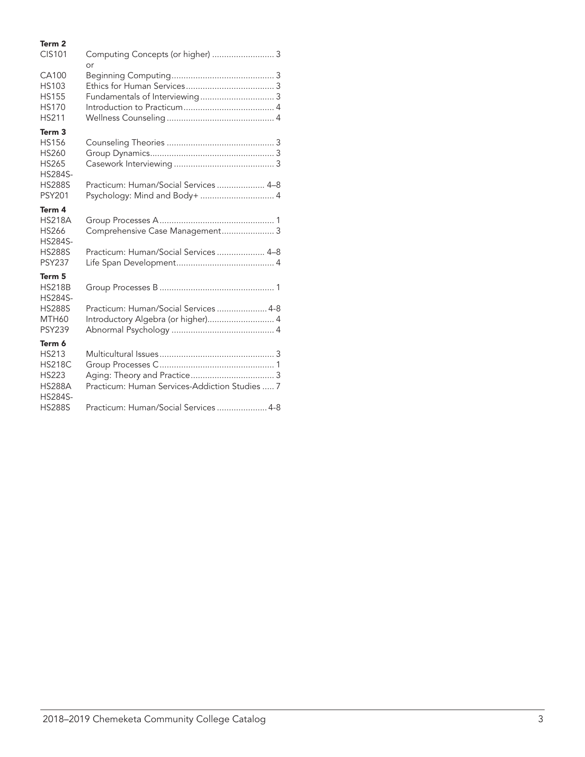**Term 2**

| | | |
|---|---|---|
| CIS101 | Computing Concepts (or higher) | 3 |
| | or | |
| CA100 | Beginning Computing | 3 |
| HS103 | Ethics for Human Services | 3 |
| HS155 | Fundamentals of Interviewing | 3 |
| HS170 | Introduction to Practicum | 4 |
| HS211 | Wellness Counseling | 4 |

**Term 3**

| | | |
|---|---|---|
| HS156 | Counseling Theories | 3 |
| HS260 | Group Dynamics | 3 |
| HS265 | Casework Interviewing | 3 |
| HS284S-HS288S | Practicum: Human/Social Services | 4–8 |
| PSY201 | Psychology: Mind and Body+ | 4 |

**Term 4**

| | | |
|---|---|---|
| HS218A | Group Processes A | 1 |
| HS266 | Comprehensive Case Management | 3 |
| HS284S-HS288S | Practicum: Human/Social Services | 4–8 |
| PSY237 | Life Span Development | 4 |

**Term 5**

| | | |
|---|---|---|
| HS218B | Group Processes B | 1 |
| HS284S-HS288S | Practicum: Human/Social Services | 4-8 |
| MTH60 | Introductory Algebra (or higher) | 4 |
| PSY239 | Abnormal Psychology | 4 |

**Term 6**

| | | |
|---|---|---|
| HS213 | Multicultural Issues | 3 |
| HS218C | Group Processes C | 1 |
| HS223 | Aging: Theory and Practice | 3 |
| HS288A | Practicum: Human Services-Addiction Studies | 7 |
| HS284S-HS288S | Practicum: Human/Social Services | 4-8 |